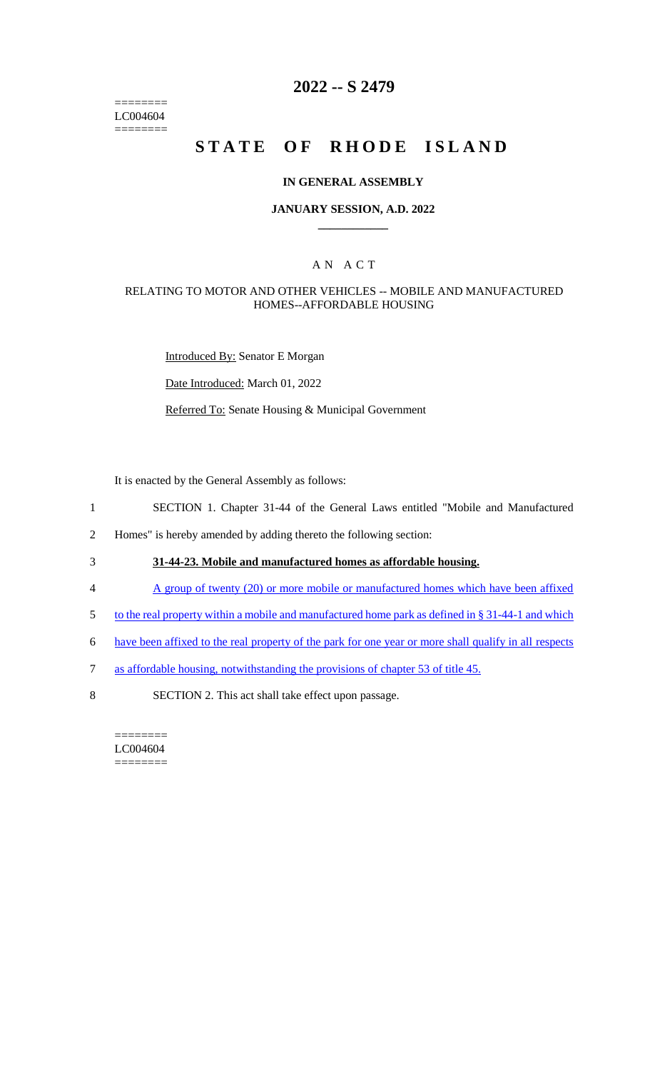========
LC004604
========

# 2022 -- S 2479

# STATE OF RHODE ISLAND

### IN GENERAL ASSEMBLY

### JANUARY SESSION, A.D. 2022

## A N A C T

### RELATING TO MOTOR AND OTHER VEHICLES -- MOBILE AND MANUFACTURED HOMES--AFFORDABLE HOUSING

Introduced By: Senator E Morgan

Date Introduced: March 01, 2022

Referred To: Senate Housing & Municipal Government

It is enacted by the General Assembly as follows:

1 SECTION 1. Chapter 31-44 of the General Laws entitled "Mobile and Manufactured
2 Homes" is hereby amended by adding thereto the following section:

3 **31-44-23. Mobile and manufactured homes as affordable housing.**

4 A group of twenty (20) or more mobile or manufactured homes which have been affixed
5 to the real property within a mobile and manufactured home park as defined in § 31-44-1 and which
6 have been affixed to the real property of the park for one year or more shall qualify in all respects
7 as affordable housing, notwithstanding the provisions of chapter 53 of title 45.

8 SECTION 2. This act shall take effect upon passage.

========
LC004604
========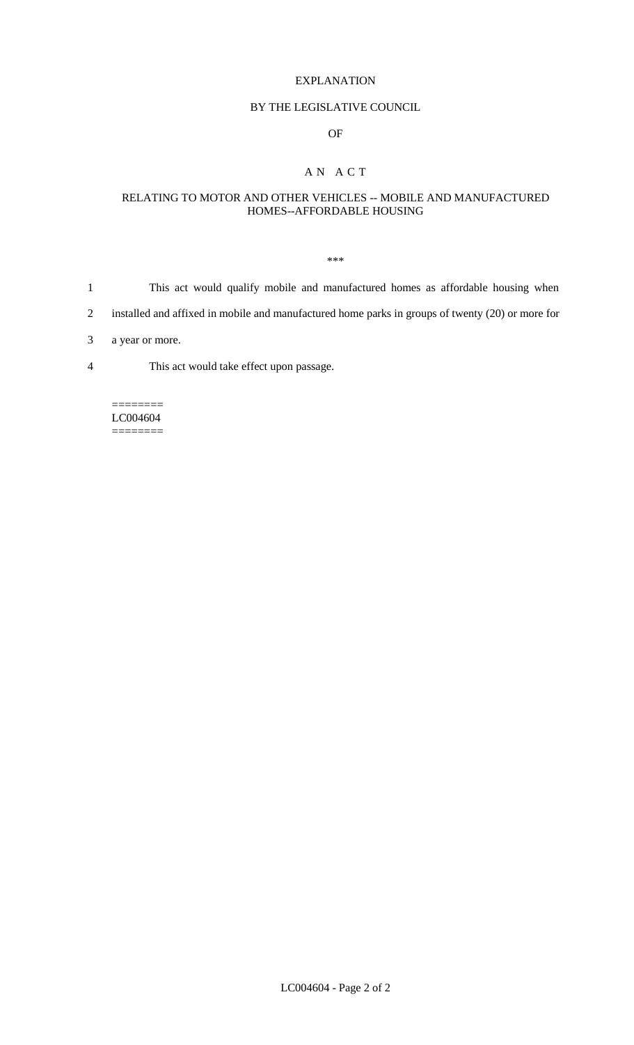EXPLANATION

BY THE LEGISLATIVE COUNCIL

OF

A N A C T

RELATING TO MOTOR AND OTHER VEHICLES -- MOBILE AND MANUFACTURED HOMES--AFFORDABLE HOUSING

\*\*\*

1 This act would qualify mobile and manufactured homes as affordable housing when
2 installed and affixed in mobile and manufactured home parks in groups of twenty (20) or more for
3 a year or more.
4 This act would take effect upon passage.

========
LC004604
========